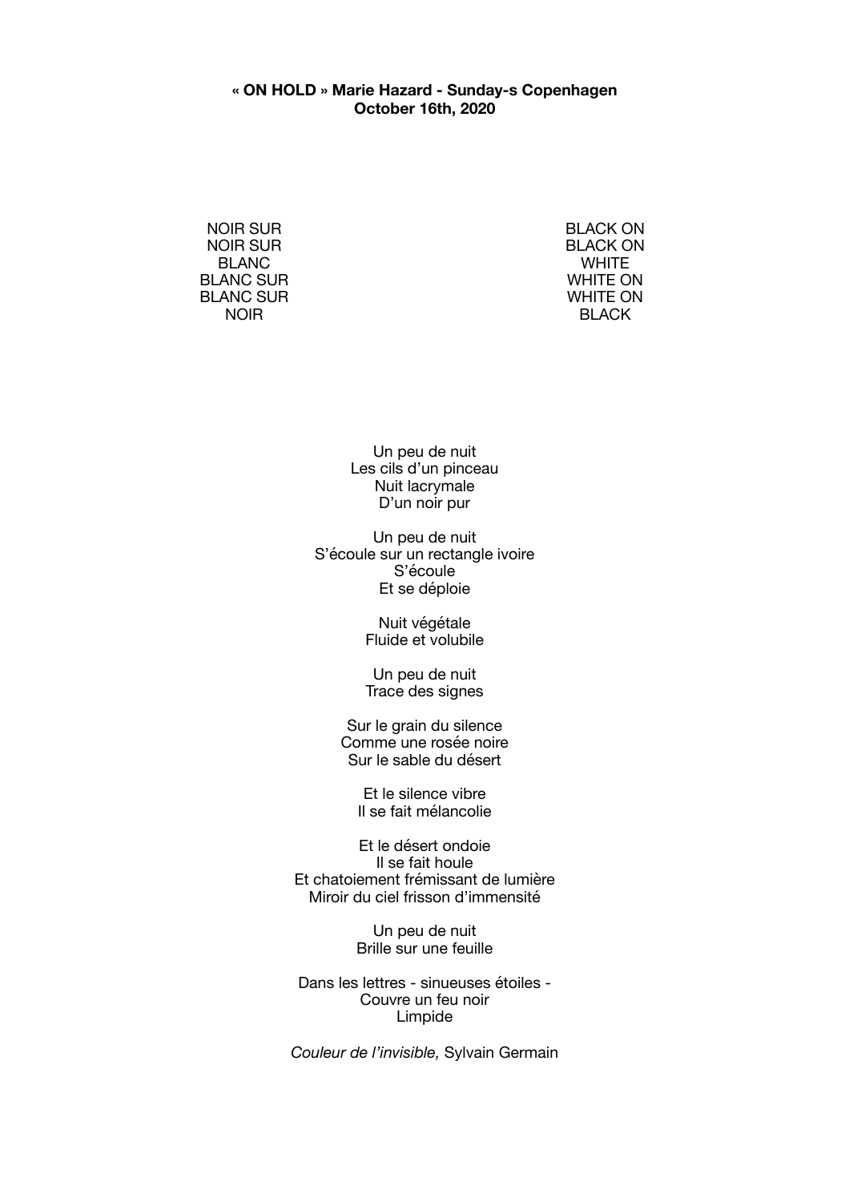**« ON HOLD » Marie Hazard - Sunday-s Copenhagen**
**October 16th, 2020**

NOIR SUR
NOIR SUR
BLANC
BLANC SUR
BLANC SUR
NOIR

BLACK ON
BLACK ON
WHITE
WHITE ON
WHITE ON
BLACK

Un peu de nuit
Les cils d'un pinceau
Nuit lacrymale
D'un noir pur

Un peu de nuit
S'écoule sur un rectangle ivoire
S'écoule
Et se déploie

Nuit végétale
Fluide et volubile

Un peu de nuit
Trace des signes

Sur le grain du silence
Comme une rosée noire
Sur le sable du désert

Et le silence vibre
Il se fait mélancolie

Et le désert ondoie
Il se fait houle
Et chatoiement frémissant de lumière
Miroir du ciel frisson d'immensité

Un peu de nuit
Brille sur une feuille

Dans les lettres - sinueuses étoiles -
Couvre un feu noir
Limpide

*Couleur de l'invisible,* Sylvain Germain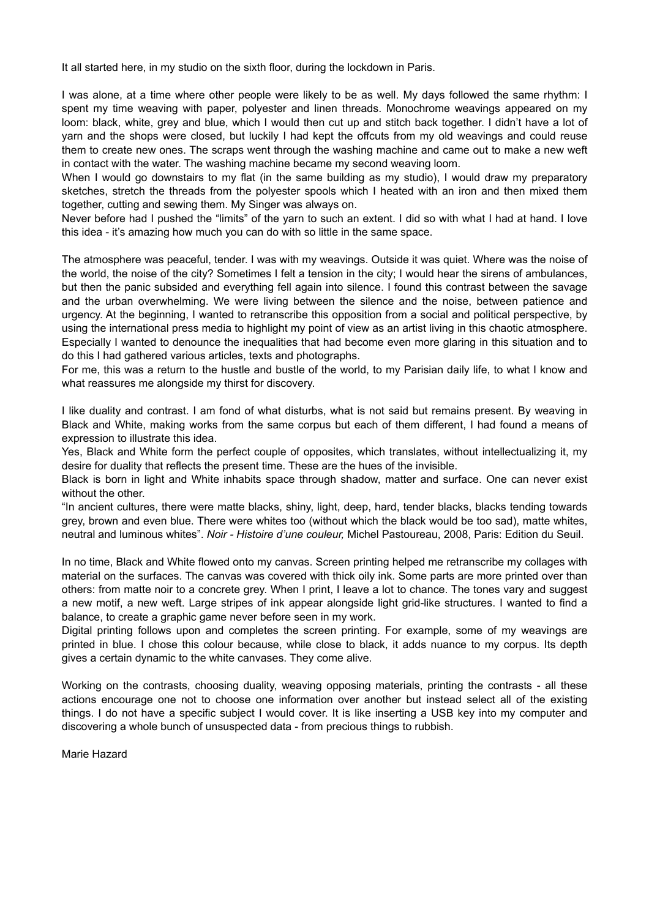It all started here, in my studio on the sixth floor, during the lockdown in Paris.

I was alone, at a time where other people were likely to be as well. My days followed the same rhythm: I spent my time weaving with paper, polyester and linen threads. Monochrome weavings appeared on my loom: black, white, grey and blue, which I would then cut up and stitch back together. I didn't have a lot of yarn and the shops were closed, but luckily I had kept the offcuts from my old weavings and could reuse them to create new ones. The scraps went through the washing machine and came out to make a new weft in contact with the water. The washing machine became my second weaving loom.
When I would go downstairs to my flat (in the same building as my studio), I would draw my preparatory sketches, stretch the threads from the polyester spools which I heated with an iron and then mixed them together, cutting and sewing them. My Singer was always on.
Never before had I pushed the "limits" of the yarn to such an extent. I did so with what I had at hand. I love this idea - it's amazing how much you can do with so little in the same space.

The atmosphere was peaceful, tender. I was with my weavings. Outside it was quiet. Where was the noise of the world, the noise of the city? Sometimes I felt a tension in the city; I would hear the sirens of ambulances, but then the panic subsided and everything fell again into silence. I found this contrast between the savage and the urban overwhelming. We were living between the silence and the noise, between patience and urgency. At the beginning, I wanted to retranscribe this opposition from a social and political perspective, by using the international press media to highlight my point of view as an artist living in this chaotic atmosphere. Especially I wanted to denounce the inequalities that had become even more glaring in this situation and to do this I had gathered various articles, texts and photographs.
For me, this was a return to the hustle and bustle of the world, to my Parisian daily life, to what I know and what reassures me alongside my thirst for discovery.

I like duality and contrast. I am fond of what disturbs, what is not said but remains present. By weaving in Black and White, making works from the same corpus but each of them different, I had found a means of expression to illustrate this idea.
Yes, Black and White form the perfect couple of opposites, which translates, without intellectualizing it, my desire for duality that reflects the present time. These are the hues of the invisible.
Black is born in light and White inhabits space through shadow, matter and surface. One can never exist without the other.
"In ancient cultures, there were matte blacks, shiny, light, deep, hard, tender blacks, blacks tending towards grey, brown and even blue. There were whites too (without which the black would be too sad), matte whites, neutral and luminous whites". *Noir - Histoire d'une couleur,* Michel Pastoureau, 2008, Paris: Edition du Seuil.

In no time, Black and White flowed onto my canvas. Screen printing helped me retranscribe my collages with material on the surfaces. The canvas was covered with thick oily ink. Some parts are more printed over than others: from matte noir to a concrete grey. When I print, I leave a lot to chance. The tones vary and suggest a new motif, a new weft. Large stripes of ink appear alongside light grid-like structures. I wanted to find a balance, to create a graphic game never before seen in my work.
Digital printing follows upon and completes the screen printing. For example, some of my weavings are printed in blue. I chose this colour because, while close to black, it adds nuance to my corpus. Its depth gives a certain dynamic to the white canvases. They come alive.

Working on the contrasts, choosing duality, weaving opposing materials, printing the contrasts - all these actions encourage one not to choose one information over another but instead select all of the existing things. I do not have a specific subject I would cover. It is like inserting a USB key into my computer and discovering a whole bunch of unsuspected data - from precious things to rubbish.

Marie Hazard